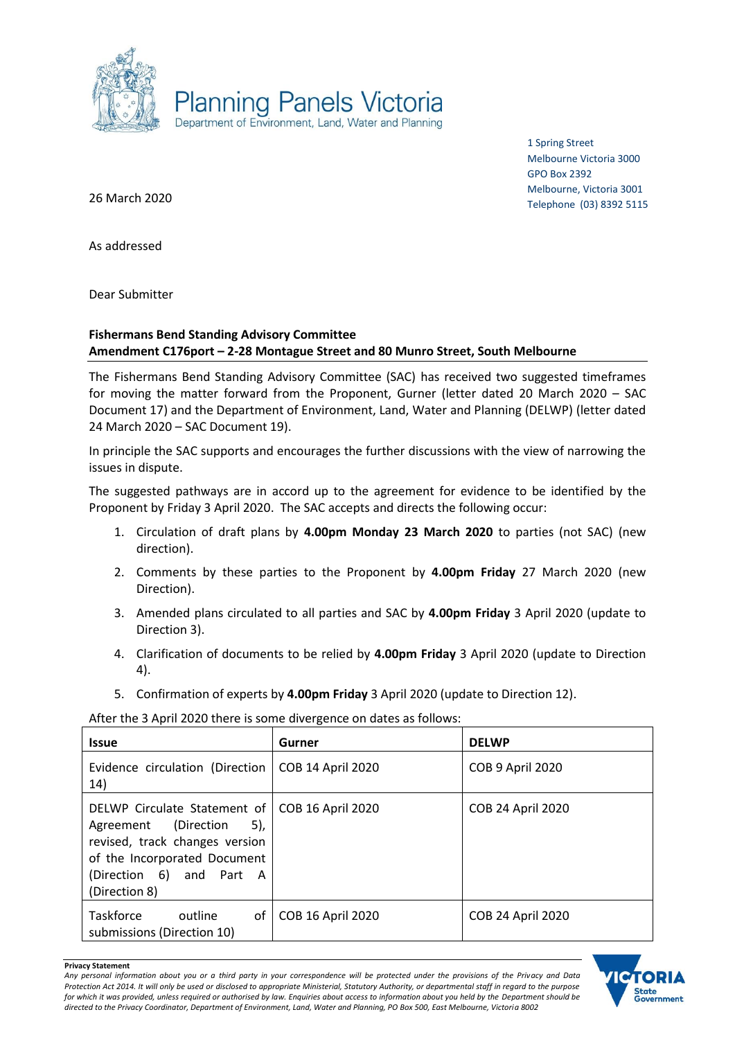Planning Panels Victoria
Department of Environment, Land, Water and Planning

1 Spring Street
Melbourne Victoria 3000
GPO Box 2392
Melbourne, Victoria 3001
Telephone (03) 8392 5115

26 March 2020

As addressed

Dear Submitter

**Fishermans Bend Standing Advisory Committee**
**Amendment C176port – 2-28 Montague Street and 80 Munro Street, South Melbourne**

The Fishermans Bend Standing Advisory Committee (SAC) has received two suggested timeframes for moving the matter forward from the Proponent, Gurner (letter dated 20 March 2020 – SAC Document 17) and the Department of Environment, Land, Water and Planning (DELWP) (letter dated 24 March 2020 – SAC Document 19).

In principle the SAC supports and encourages the further discussions with the view of narrowing the issues in dispute.

The suggested pathways are in accord up to the agreement for evidence to be identified by the Proponent by Friday 3 April 2020. The SAC accepts and directs the following occur:

1. Circulation of draft plans by **4.00pm Monday 23 March 2020** to parties (not SAC) (new direction).
2. Comments by these parties to the Proponent by **4.00pm Friday** 27 March 2020 (new Direction).
3. Amended plans circulated to all parties and SAC by **4.00pm Friday** 3 April 2020 (update to Direction 3).
4. Clarification of documents to be relied by **4.00pm Friday** 3 April 2020 (update to Direction 4).
5. Confirmation of experts by **4.00pm Friday** 3 April 2020 (update to Direction 12).

After the 3 April 2020 there is some divergence on dates as follows:

| Issue | Gurner | DELWP |
|---|---|---|
| Evidence circulation (Direction 14) | COB 14 April 2020 | COB 9 April 2020 |
| DELWP Circulate Statement of Agreement (Direction 5), revised, track changes version of the Incorporated Document (Direction 6) and Part A (Direction 8) | COB 16 April 2020 | COB 24 April 2020 |
| Taskforce outline of submissions (Direction 10) | COB 16 April 2020 | COB 24 April 2020 |

**Privacy Statement**
*Any personal information about you or a third party in your correspondence will be protected under the provisions of the Privacy and Data Protection Act 2014. It will only be used or disclosed to appropriate Ministerial, Statutory Authority, or departmental staff in regard to the purpose for which it was provided, unless required or authorised by law. Enquiries about access to information about you held by the Department should be directed to the Privacy Coordinator, Department of Environment, Land, Water and Planning, PO Box 500, East Melbourne, Victoria 8002*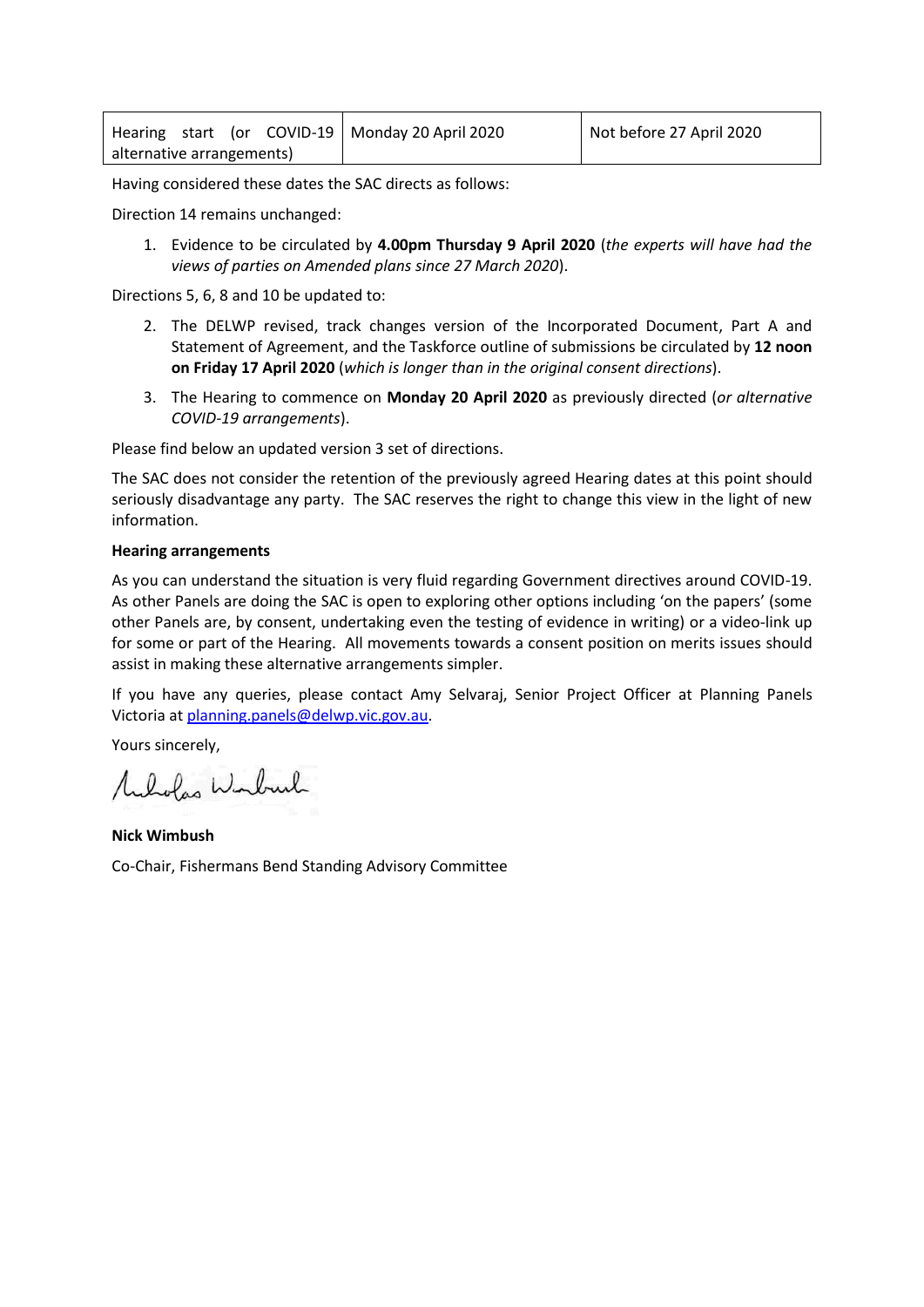| Hearing start (or COVID-19 alternative arrangements) | Monday 20 April 2020 | Not before 27 April 2020 |
|---|---|---|

Having considered these dates the SAC directs as follows:

Direction 14 remains unchanged:

1. Evidence to be circulated by **4.00pm Thursday 9 April 2020** (*the experts will have had the views of parties on Amended plans since 27 March 2020*).

Directions 5, 6, 8 and 10 be updated to:

2. The DELWP revised, track changes version of the Incorporated Document, Part A and Statement of Agreement, and the Taskforce outline of submissions be circulated by **12 noon on Friday 17 April 2020** (*which is longer than in the original consent directions*).
3. The Hearing to commence on **Monday 20 April 2020** as previously directed (*or alternative COVID-19 arrangements*).

Please find below an updated version 3 set of directions.

The SAC does not consider the retention of the previously agreed Hearing dates at this point should seriously disadvantage any party. The SAC reserves the right to change this view in the light of new information.

**Hearing arrangements**

As you can understand the situation is very fluid regarding Government directives around COVID-19. As other Panels are doing the SAC is open to exploring other options including 'on the papers' (some other Panels are, by consent, undertaking even the testing of evidence in writing) or a video-link up for some or part of the Hearing. All movements towards a consent position on merits issues should assist in making these alternative arrangements simpler.

If you have any queries, please contact Amy Selvaraj, Senior Project Officer at Planning Panels Victoria at planning.panels@delwp.vic.gov.au.

Yours sincerely,

**Nick Wimbush**

Co-Chair, Fishermans Bend Standing Advisory Committee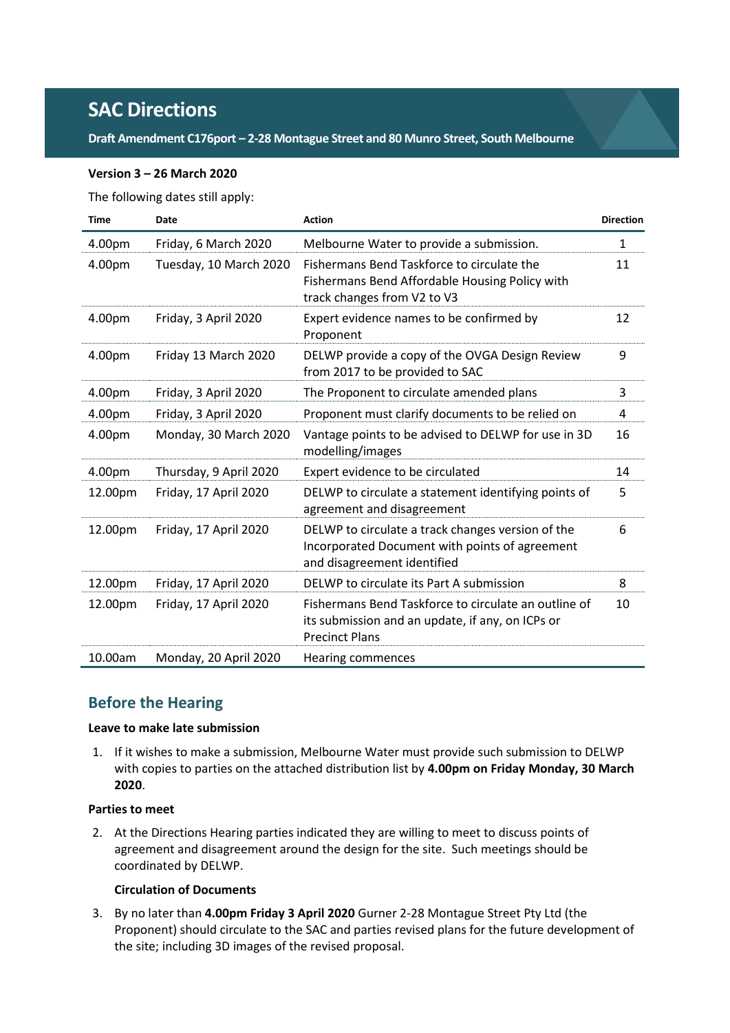# SAC Directions

**Draft Amendment C176port – 2-28 Montague Street and 80 Munro Street, South Melbourne**

**Version 3 – 26 March 2020**

The following dates still apply:

| Time | Date | Action | Direction |
|---|---|---|---|
| 4.00pm | Friday, 6 March 2020 | Melbourne Water to provide a submission. | 1 |
| 4.00pm | Tuesday, 10 March 2020 | Fishermans Bend Taskforce to circulate the Fishermans Bend Affordable Housing Policy with track changes from V2 to V3 | 11 |
| 4.00pm | Friday, 3 April 2020 | Expert evidence names to be confirmed by Proponent | 12 |
| 4.00pm | Friday 13 March 2020 | DELWP provide a copy of the OVGA Design Review from 2017 to be provided to SAC | 9 |
| 4.00pm | Friday, 3 April 2020 | The Proponent to circulate amended plans | 3 |
| 4.00pm | Friday, 3 April 2020 | Proponent must clarify documents to be relied on | 4 |
| 4.00pm | Monday, 30 March 2020 | Vantage points to be advised to DELWP for use in 3D modelling/images | 16 |
| 4.00pm | Thursday, 9 April 2020 | Expert evidence to be circulated | 14 |
| 12.00pm | Friday, 17 April 2020 | DELWP to circulate a statement identifying points of agreement and disagreement | 5 |
| 12.00pm | Friday, 17 April 2020 | DELWP to circulate a track changes version of the Incorporated Document with points of agreement and disagreement identified | 6 |
| 12.00pm | Friday, 17 April 2020 | DELWP to circulate its Part A submission | 8 |
| 12.00pm | Friday, 17 April 2020 | Fishermans Bend Taskforce to circulate an outline of its submission and an update, if any, on ICPs or Precinct Plans | 10 |
| 10.00am | Monday, 20 April 2020 | Hearing commences | |

## Before the Hearing

**Leave to make late submission**

1. If it wishes to make a submission, Melbourne Water must provide such submission to DELWP with copies to parties on the attached distribution list by **4.00pm on Friday Monday, 30 March 2020**.

**Parties to meet**

2. At the Directions Hearing parties indicated they are willing to meet to discuss points of agreement and disagreement around the design for the site. Such meetings should be coordinated by DELWP.

   **Circulation of Documents**

3. By no later than **4.00pm Friday 3 April 2020** Gurner 2-28 Montague Street Pty Ltd (the Proponent) should circulate to the SAC and parties revised plans for the future development of the site; including 3D images of the revised proposal.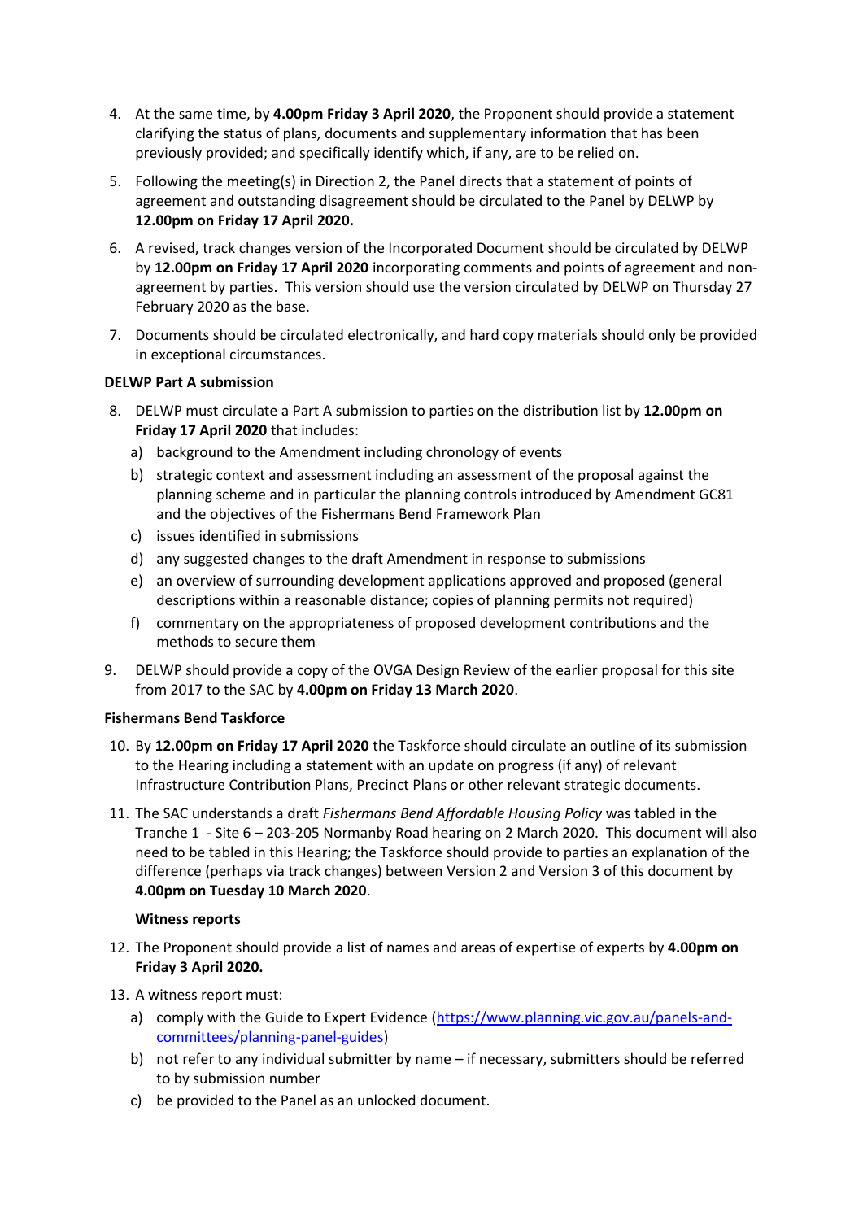4. At the same time, by **4.00pm Friday 3 April 2020**, the Proponent should provide a statement clarifying the status of plans, documents and supplementary information that has been previously provided; and specifically identify which, if any, are to be relied on.
5. Following the meeting(s) in Direction 2, the Panel directs that a statement of points of agreement and outstanding disagreement should be circulated to the Panel by DELWP by **12.00pm on Friday 17 April 2020.**
6. A revised, track changes version of the Incorporated Document should be circulated by DELWP by **12.00pm on Friday 17 April 2020** incorporating comments and points of agreement and non-agreement by parties. This version should use the version circulated by DELWP on Thursday 27 February 2020 as the base.
7. Documents should be circulated electronically, and hard copy materials should only be provided in exceptional circumstances.

**DELWP Part A submission**

8. DELWP must circulate a Part A submission to parties on the distribution list by **12.00pm on Friday 17 April 2020** that includes:
   a) background to the Amendment including chronology of events
   b) strategic context and assessment including an assessment of the proposal against the planning scheme and in particular the planning controls introduced by Amendment GC81 and the objectives of the Fishermans Bend Framework Plan
   c) issues identified in submissions
   d) any suggested changes to the draft Amendment in response to submissions
   e) an overview of surrounding development applications approved and proposed (general descriptions within a reasonable distance; copies of planning permits not required)
   f) commentary on the appropriateness of proposed development contributions and the methods to secure them
9. DELWP should provide a copy of the OVGA Design Review of the earlier proposal for this site from 2017 to the SAC by **4.00pm on Friday 13 March 2020**.

**Fishermans Bend Taskforce**

10. By **12.00pm on Friday 17 April 2020** the Taskforce should circulate an outline of its submission to the Hearing including a statement with an update on progress (if any) of relevant Infrastructure Contribution Plans, Precinct Plans or other relevant strategic documents.
11. The SAC understands a draft *Fishermans Bend Affordable Housing Policy* was tabled in the Tranche 1 - Site 6 – 203-205 Normanby Road hearing on 2 March 2020. This document will also need to be tabled in this Hearing; the Taskforce should provide to parties an explanation of the difference (perhaps via track changes) between Version 2 and Version 3 of this document by **4.00pm on Tuesday 10 March 2020**.

**Witness reports**

12. The Proponent should provide a list of names and areas of expertise of experts by **4.00pm on Friday 3 April 2020.**
13. A witness report must:
    a) comply with the Guide to Expert Evidence (https://www.planning.vic.gov.au/panels-and-committees/planning-panel-guides)
    b) not refer to any individual submitter by name – if necessary, submitters should be referred to by submission number
    c) be provided to the Panel as an unlocked document.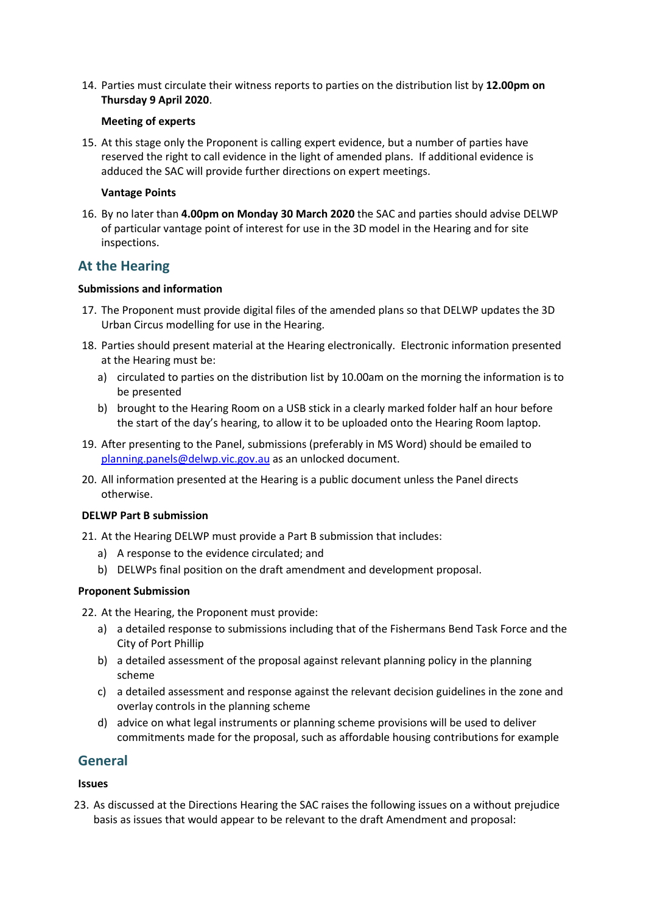14. Parties must circulate their witness reports to parties on the distribution list by **12.00pm on Thursday 9 April 2020**.

    **Meeting of experts**

15. At this stage only the Proponent is calling expert evidence, but a number of parties have reserved the right to call evidence in the light of amended plans. If additional evidence is adduced the SAC will provide further directions on expert meetings.

    **Vantage Points**

16. By no later than **4.00pm on Monday 30 March 2020** the SAC and parties should advise DELWP of particular vantage point of interest for use in the 3D model in the Hearing and for site inspections.

## At the Hearing

### Submissions and information

17. The Proponent must provide digital files of the amended plans so that DELWP updates the 3D Urban Circus modelling for use in the Hearing.
18. Parties should present material at the Hearing electronically. Electronic information presented at the Hearing must be:
    a) circulated to parties on the distribution list by 10.00am on the morning the information is to be presented
    b) brought to the Hearing Room on a USB stick in a clearly marked folder half an hour before the start of the day's hearing, to allow it to be uploaded onto the Hearing Room laptop.
19. After presenting to the Panel, submissions (preferably in MS Word) should be emailed to planning.panels@delwp.vic.gov.au as an unlocked document.
20. All information presented at the Hearing is a public document unless the Panel directs otherwise.

### DELWP Part B submission

21. At the Hearing DELWP must provide a Part B submission that includes:
    a) A response to the evidence circulated; and
    b) DELWPs final position on the draft amendment and development proposal.

### Proponent Submission

22. At the Hearing, the Proponent must provide:
    a) a detailed response to submissions including that of the Fishermans Bend Task Force and the City of Port Phillip
    b) a detailed assessment of the proposal against relevant planning policy in the planning scheme
    c) a detailed assessment and response against the relevant decision guidelines in the zone and overlay controls in the planning scheme
    d) advice on what legal instruments or planning scheme provisions will be used to deliver commitments made for the proposal, such as affordable housing contributions for example

## General

### Issues

23. As discussed at the Directions Hearing the SAC raises the following issues on a without prejudice basis as issues that would appear to be relevant to the draft Amendment and proposal: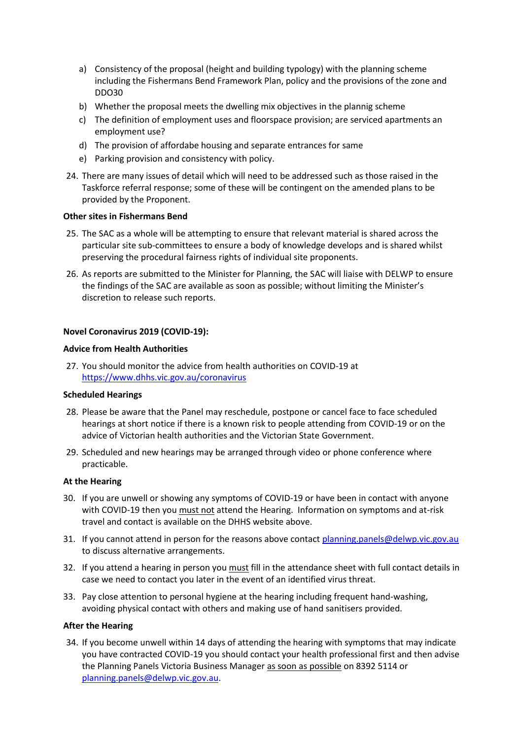a) Consistency of the proposal (height and building typology) with the planning scheme including the Fishermans Bend Framework Plan, policy and the provisions of the zone and DDO30
b) Whether the proposal meets the dwelling mix objectives in the plannig scheme
c) The definition of employment uses and floorspace provision; are serviced apartments an employment use?
d) The provision of affodabe housing and separate entrances for same
e) Parking provision and consistency with policy.

24. There are many issues of detail which will need to be addressed such as those raised in the Taskforce referral response; some of these will be contingent on the amended plans to be provided by the Proponent.

**Other sites in Fishermans Bend**

25. The SAC as a whole will be attempting to ensure that relevant material is shared across the particular site sub-committees to ensure a body of knowledge develops and is shared whilst preserving the procedural fairness rights of individual site proponents.
26. As reports are submitted to the Minister for Planning, the SAC will liaise with DELWP to ensure the findings of the SAC are available as soon as possible; without limiting the Minister's discretion to release such reports.

**Novel Coronavirus 2019 (COVID-19):**

**Advice from Health Authorities**

27. You should monitor the advice from health authorities on COVID-19 at https://www.dhhs.vic.gov.au/coronavirus

**Scheduled Hearings**

28. Please be aware that the Panel may reschedule, postpone or cancel face to face scheduled hearings at short notice if there is a known risk to people attending from COVID-19 or on the advice of Victorian health authorities and the Victorian State Government.
29. Scheduled and new hearings may be arranged through video or phone conference where practicable.

**At the Hearing**

30. If you are unwell or showing any symptoms of COVID-19 or have been in contact with anyone with COVID-19 then you must not attend the Hearing. Information on symptoms and at-risk travel and contact is available on the DHHS website above.
31. If you cannot attend in person for the reasons above contact planning.panels@delwp.vic.gov.au to discuss alternative arrangements.
32. If you attend a hearing in person you must fill in the attendance sheet with full contact details in case we need to contact you later in the event of an identified virus threat.
33. Pay close attention to personal hygiene at the hearing including frequent hand-washing, avoiding physical contact with others and making use of hand sanitisers provided.

**After the Hearing**

34. If you become unwell within 14 days of attending the hearing with symptoms that may indicate you have contracted COVID-19 you should contact your health professional first and then advise the Planning Panels Victoria Business Manager as soon as possible on 8392 5114 or planning.panels@delwp.vic.gov.au.